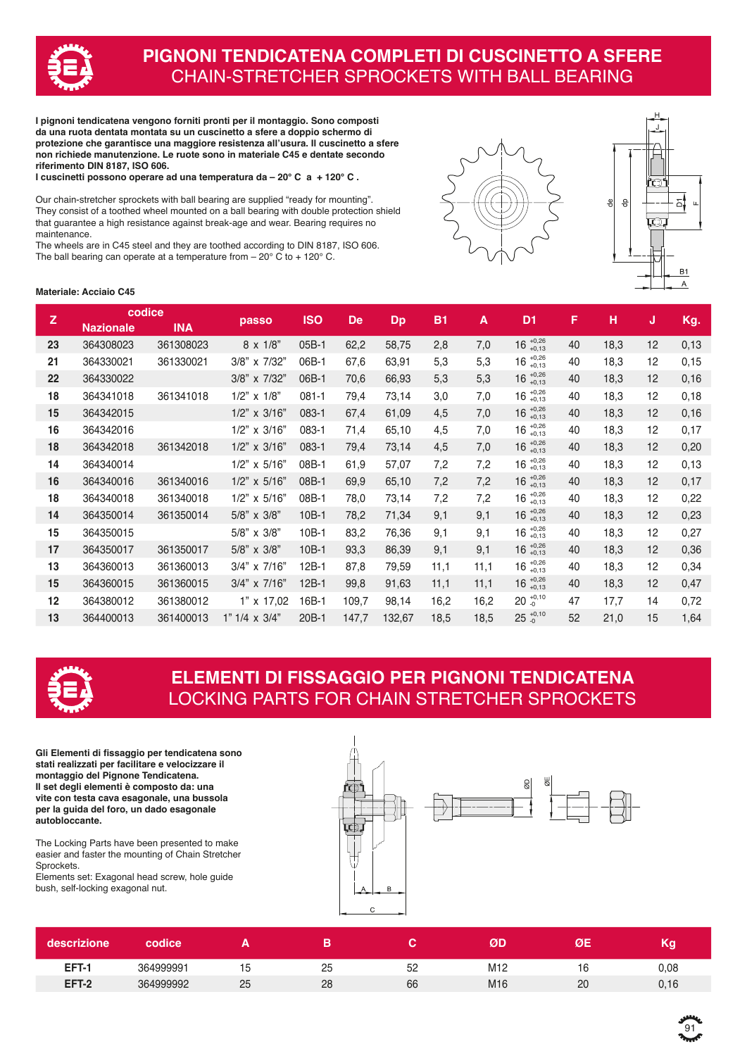# PIGNONI TENDICATENA COMPLETI DI CUSCINETTO A SFERE
## CHAIN-STRETCHER SPROCKETS WITH BALL BEARING

**I pignoni tendicatena vengono forniti pronti per il montaggio. Sono composti da una ruota dentata montata su un cuscinetto a sfere a doppio schermo di protezione che garantisce una maggiore resistenza all'usura. Il cuscinetto a sfere non richiede manutenzione. Le ruote sono in materiale C45 e dentate secondo riferimento DIN 8187, ISO 606.**
**I cuscinetti possono operare ad una temperatura da – 20° C a + 120° C .**

Our chain-stretcher sprockets with ball bearing are supplied "ready for mounting". They consist of a toothed wheel mounted on a ball bearing with double protection shield that guarantee a high resistance against break-age and wear. Bearing requires no maintenance.
The wheels are in C45 steel and they are toothed according to DIN 8187, ISO 606.
The ball bearing can operate at a temperature from – 20° C to + 120° C.

**Materiale: Acciaio C45**

| Z | codice | | passo | ISO | De | Dp | B1 | A | D1 | F | H | J | Kg. |
|---|---|---|---|---|---|---|---|---|---|---|---|---|---|
| | Nazionale | INA | | | | | | | | | | | |
| 23 | 364308023 | 361308023 | 8 x 1/8" | 05B-1 | 62,2 | 58,75 | 2,8 | 7,0 | 16 $^{+0,26}_{+0,13}$ | 40 | 18,3 | 12 | 0,13 |
| 21 | 364330021 | 361330021 | 3/8" x 7/32" | 06B-1 | 67,6 | 63,91 | 5,3 | 5,3 | 16 $^{+0,26}_{+0,13}$ | 40 | 18,3 | 12 | 0,15 |
| 22 | 364330022 | | 3/8" x 7/32" | 06B-1 | 70,6 | 66,93 | 5,3 | 5,3 | 16 $^{+0,26}_{+0,13}$ | 40 | 18,3 | 12 | 0,16 |
| 18 | 364341018 | 361341018 | 1/2" x 1/8" | 081-1 | 79,4 | 73,14 | 3,0 | 7,0 | 16 $^{+0,26}_{+0,13}$ | 40 | 18,3 | 12 | 0,18 |
| 15 | 364342015 | | 1/2" x 3/16" | 083-1 | 67,4 | 61,09 | 4,5 | 7,0 | 16 $^{+0,26}_{+0,13}$ | 40 | 18,3 | 12 | 0,16 |
| 16 | 364342016 | | 1/2" x 3/16" | 083-1 | 71,4 | 65,10 | 4,5 | 7,0 | 16 $^{+0,26}_{+0,13}$ | 40 | 18,3 | 12 | 0,17 |
| 18 | 364342018 | 361342018 | 1/2" x 3/16" | 083-1 | 79,4 | 73,14 | 4,5 | 7,0 | 16 $^{+0,26}_{+0,13}$ | 40 | 18,3 | 12 | 0,20 |
| 14 | 364340014 | | 1/2" x 5/16" | 08B-1 | 61,9 | 57,07 | 7,2 | 7,2 | 16 $^{+0,26}_{+0,13}$ | 40 | 18,3 | 12 | 0,13 |
| 16 | 364340016 | 361340016 | 1/2" x 5/16" | 08B-1 | 69,9 | 65,10 | 7,2 | 7,2 | 16 $^{+0,26}_{+0,13}$ | 40 | 18,3 | 12 | 0,17 |
| 18 | 364340018 | 361340018 | 1/2" x 5/16" | 08B-1 | 78,0 | 73,14 | 7,2 | 7,2 | 16 $^{+0,26}_{+0,13}$ | 40 | 18,3 | 12 | 0,22 |
| 14 | 364350014 | 361350014 | 5/8" x 3/8" | 10B-1 | 78,2 | 71,34 | 9,1 | 9,1 | 16 $^{+0,26}_{+0,13}$ | 40 | 18,3 | 12 | 0,23 |
| 15 | 364350015 | | 5/8" x 3/8" | 10B-1 | 83,2 | 76,36 | 9,1 | 9,1 | 16 $^{+0,26}_{+0,13}$ | 40 | 18,3 | 12 | 0,27 |
| 17 | 364350017 | 361350017 | 5/8" x 3/8" | 10B-1 | 93,3 | 86,39 | 9,1 | 9,1 | 16 $^{+0,26}_{+0,13}$ | 40 | 18,3 | 12 | 0,36 |
| 13 | 364360013 | 361360013 | 3/4" x 7/16" | 12B-1 | 87,8 | 79,59 | 11,1 | 11,1 | 16 $^{+0,26}_{+0,13}$ | 40 | 18,3 | 12 | 0,34 |
| 15 | 364360015 | 361360015 | 3/4" x 7/16" | 12B-1 | 99,8 | 91,63 | 11,1 | 11,1 | 16 $^{+0,26}_{+0,13}$ | 40 | 18,3 | 12 | 0,47 |
| 12 | 364380012 | 361380012 | 1" x 17,02 | 16B-1 | 109,7 | 98,14 | 16,2 | 16,2 | 20 $^{+0,10}_{0}$ | 47 | 17,7 | 14 | 0,72 |
| 13 | 364400013 | 361400013 | 1" 1/4 x 3/4" | 20B-1 | 147,7 | 132,67 | 18,5 | 18,5 | 25 $^{+0,10}_{0}$ | 52 | 21,0 | 15 | 1,64 |

# ELEMENTI DI FISSAGGIO PER PIGNONI TENDICATENA
## LOCKING PARTS FOR CHAIN STRETCHER SPROCKETS

**Gli Elementi di fissaggio per tendicatena sono stati realizzati per facilitare e velocizzare il montaggio del Pignone Tendicatena.**
**Il set degli elementi è composto da: una vite con testa cava esagonale, una bussola per la guida del foro, un dado esagonale autobloccante.**

The Locking Parts have been presented to make easier and faster the mounting of Chain Stretcher Sprockets.
Elements set: Exagonal head screw, hole guide bush, self-locking exagonal nut.

| descrizione | codice | A | B | C | ØD | ØE | Kg |
|---|---|---|---|---|---|---|---|
| EFT-1 | 364999991 | 15 | 25 | 52 | M12 | 16 | 0,08 |
| EFT-2 | 364999992 | 25 | 28 | 66 | M16 | 20 | 0,16 |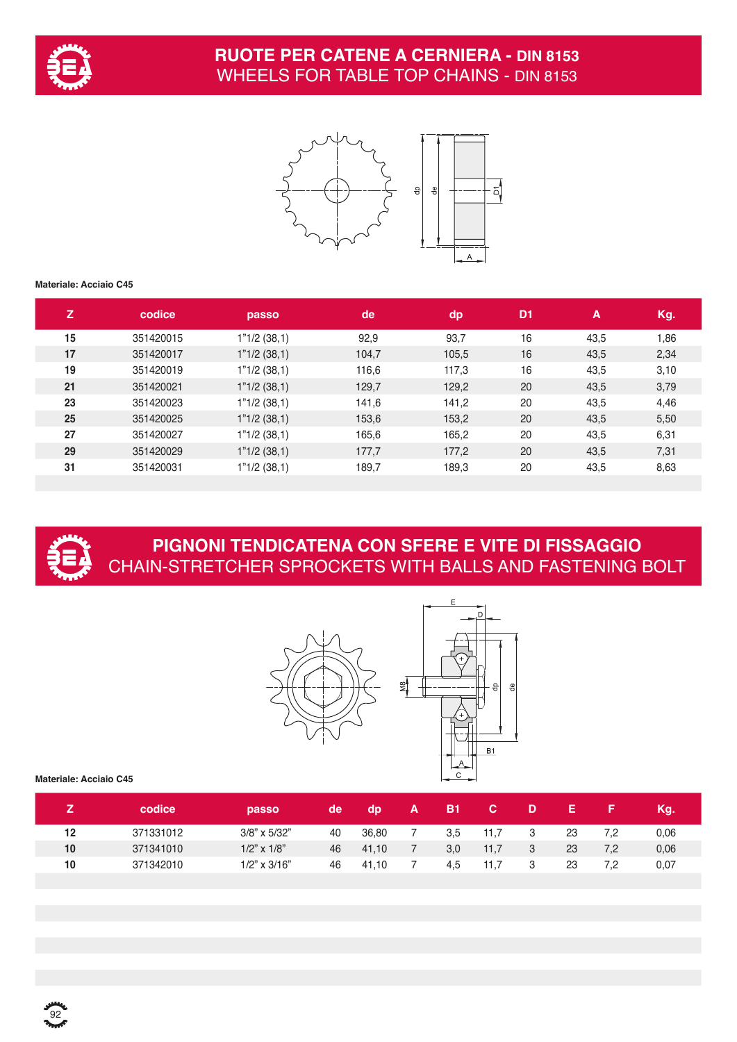# RUOTE PER CATENE A CERNIERA - DIN 8153
## WHEELS FOR TABLE TOP CHAINS - DIN 8153

dp
de
D1
A

**Materiale: Acciaio C45**

| Z | codice | passo | de | dp | D1 | A | Kg. |
|---|---|---|---|---|---|---|---|
| **15** | 351420015 | 1"1/2 (38,1) | 92,9 | 93,7 | 16 | 43,5 | 1,86 |
| **17** | 351420017 | 1"1/2 (38,1) | 104,7 | 105,5 | 16 | 43,5 | 2,34 |
| **19** | 351420019 | 1"1/2 (38,1) | 116,6 | 117,3 | 16 | 43,5 | 3,10 |
| **21** | 351420021 | 1"1/2 (38,1) | 129,7 | 129,2 | 20 | 43,5 | 3,79 |
| **23** | 351420023 | 1"1/2 (38,1) | 141,6 | 141,2 | 20 | 43,5 | 4,46 |
| **25** | 351420025 | 1"1/2 (38,1) | 153,6 | 153,2 | 20 | 43,5 | 5,50 |
| **27** | 351420027 | 1"1/2 (38,1) | 165,6 | 165,2 | 20 | 43,5 | 6,31 |
| **29** | 351420029 | 1"1/2 (38,1) | 177,7 | 177,2 | 20 | 43,5 | 7,31 |
| **31** | 351420031 | 1"1/2 (38,1) | 189,7 | 189,3 | 20 | 43,5 | 8,63 |

# PIGNONI TENDICATENA CON SFERE E VITE DI FISSAGGIO
## CHAIN-STRETCHER SPROCKETS WITH BALLS AND FASTENING BOLT

E
D
M8
dp
de
B1
A
C

**Materiale: Acciaio C45**

| Z | codice | passo | de | dp | A | B1 | C | D | E | F | Kg. |
|---|---|---|---|---|---|---|---|---|---|---|---|
| **12** | 371331012 | 3/8" x 5/32" | 40 | 36,80 | 7 | 3,5 | 11,7 | 3 | 23 | 7,2 | 0,06 |
| **10** | 371341010 | 1/2" x 1/8" | 46 | 41,10 | 7 | 3,0 | 11,7 | 3 | 23 | 7,2 | 0,06 |
| **10** | 371342010 | 1/2" x 3/16" | 46 | 41,10 | 7 | 4,5 | 11,7 | 3 | 23 | 7,2 | 0,07 |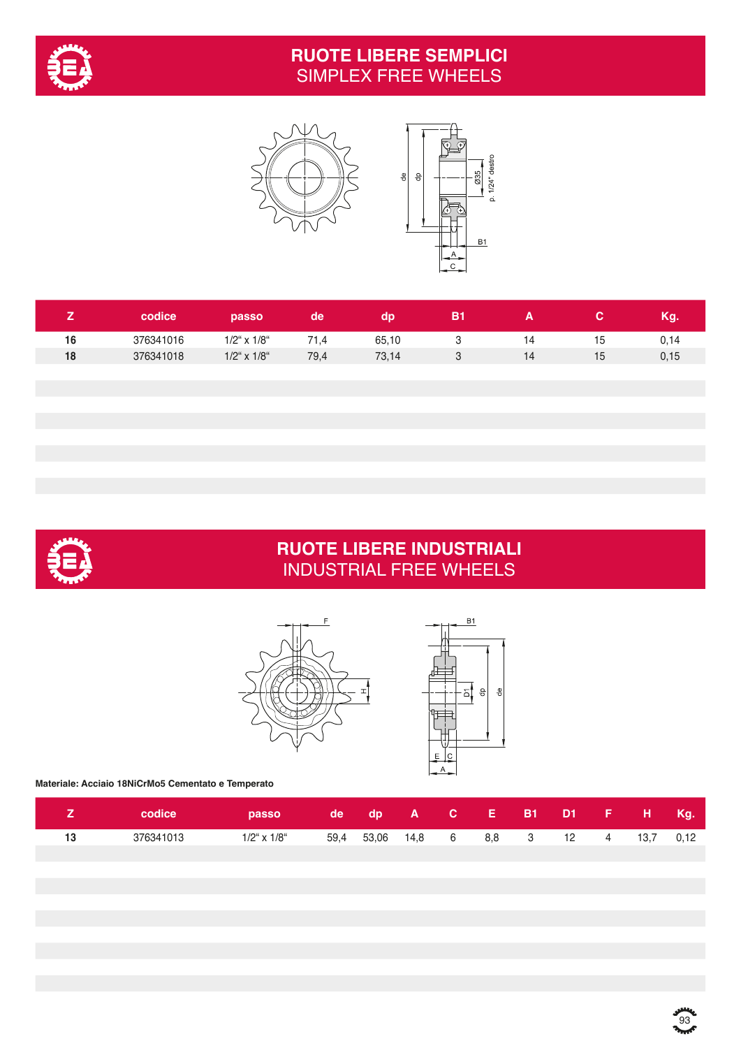# RUOTE LIBERE SEMPLICI
## SIMPLEX FREE WHEELS

de
dp
Ø35
p. 1/24" destro
B1
A
C

| Z | codice | passo | de | dp | B1 | A | C | Kg. |
|---|---|---|---|---|---|---|---|---|
| **16** | 376341016 | 1/2“ x 1/8“ | 71,4 | 65,10 | 3 | 14 | 15 | 0,14 |
| **18** | 376341018 | 1/2“ x 1/8“ | 79,4 | 73,14 | 3 | 14 | 15 | 0,15 |

# RUOTE LIBERE INDUSTRIALI
## INDUSTRIAL FREE WHEELS

F
H
B1
D1
dp
de
E
C
A

**Materiale: Acciaio 18NiCrMo5 Cementato e Temperato**

| Z | codice | passo | de | dp | A | C | E | B1 | D1 | F | H | Kg. |
|---|---|---|---|---|---|---|---|---|---|---|---|---|
| **13** | 376341013 | 1/2“ x 1/8“ | 59,4 | 53,06 | 14,8 | 6 | 8,8 | 3 | 12 | 4 | 13,7 | 0,12 |